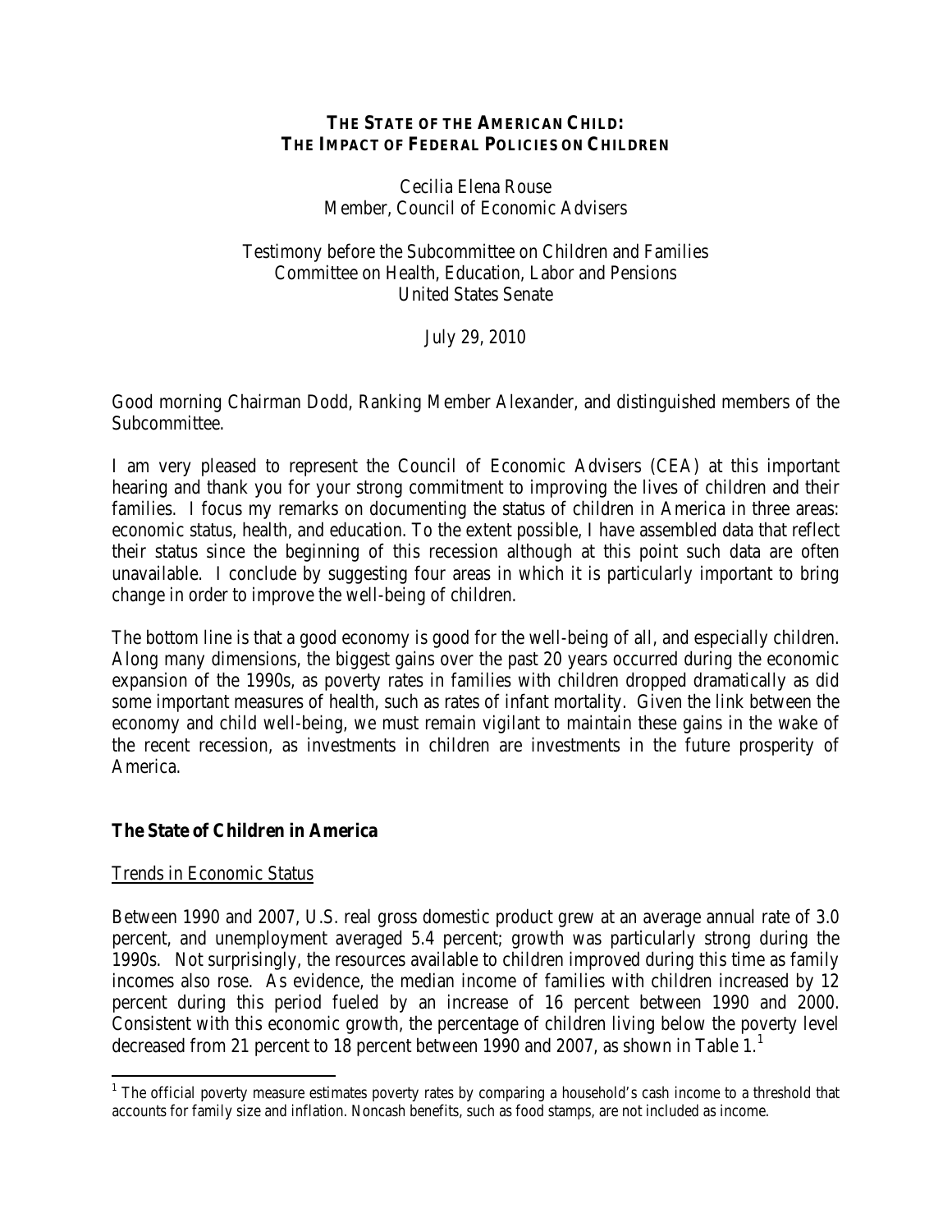# The State of the American Child: The Impact of Federal Policies on Children

Cecilia Elena Rouse
Member, Council of Economic Advisers

Testimony before the Subcommittee on Children and Families
Committee on Health, Education, Labor and Pensions
United States Senate

July 29, 2010

Good morning Chairman Dodd, Ranking Member Alexander, and distinguished members of the Subcommittee.

I am very pleased to represent the Council of Economic Advisers (CEA) at this important hearing and thank you for your strong commitment to improving the lives of children and their families. I focus my remarks on documenting the status of children in America in three areas: economic status, health, and education. To the extent possible, I have assembled data that reflect their status since the beginning of this recession although at this point such data are often unavailable. I conclude by suggesting four areas in which it is particularly important to bring change in order to improve the well-being of children.

The bottom line is that a good economy is good for the well-being of all, and especially children. Along many dimensions, the biggest gains over the past 20 years occurred during the economic expansion of the 1990s, as poverty rates in families with children dropped dramatically as did some important measures of health, such as rates of infant mortality. Given the link between the economy and child well-being, we must remain vigilant to maintain these gains in the wake of the recent recession, as investments in children are investments in the future prosperity of America.

## The State of Children in America

### Trends in Economic Status

Between 1990 and 2007, U.S. real gross domestic product grew at an average annual rate of 3.0 percent, and unemployment averaged 5.4 percent; growth was particularly strong during the 1990s. Not surprisingly, the resources available to children improved during this time as family incomes also rose. As evidence, the median income of families with children increased by 12 percent during this period fueled by an increase of 16 percent between 1990 and 2000. Consistent with this economic growth, the percentage of children living below the poverty level decreased from 21 percent to 18 percent between 1990 and 2007, as shown in Table 1.[1]

[1] The official poverty measure estimates poverty rates by comparing a household's cash income to a threshold that accounts for family size and inflation. Noncash benefits, such as food stamps, are not included as income.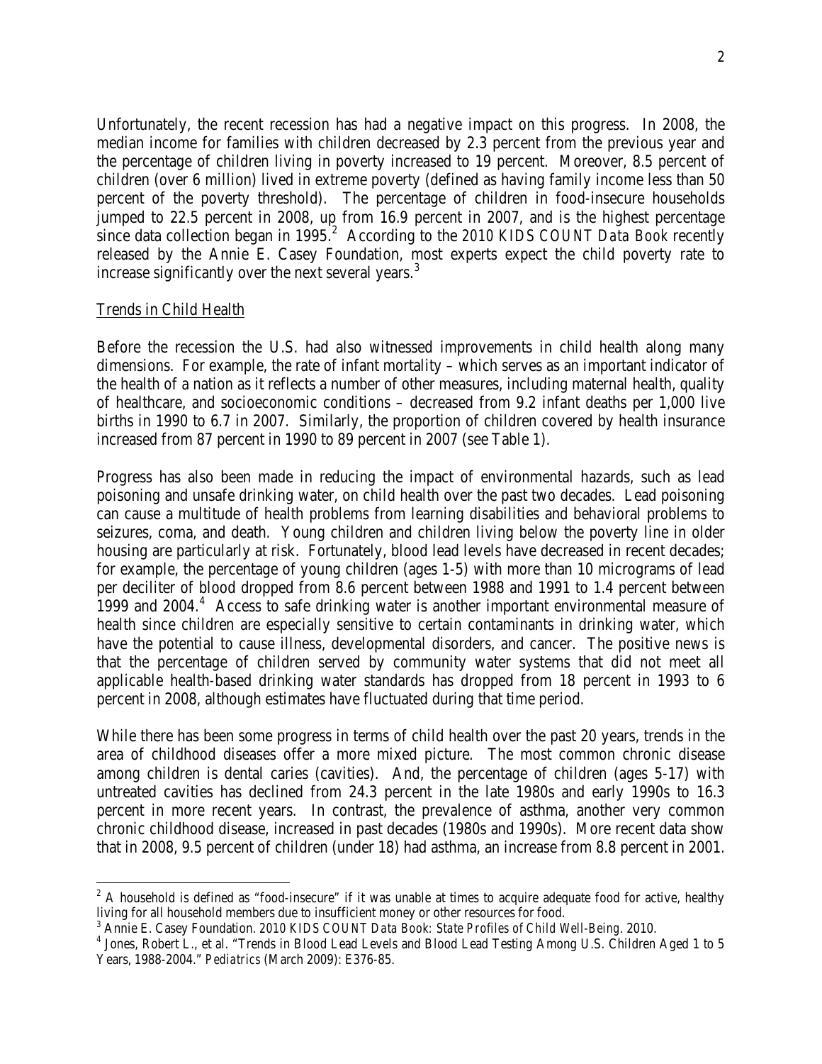Unfortunately, the recent recession has had a negative impact on this progress. In 2008, the median income for families with children decreased by 2.3 percent from the previous year and the percentage of children living in poverty increased to 19 percent. Moreover, 8.5 percent of children (over 6 million) lived in extreme poverty (defined as having family income less than 50 percent of the poverty threshold). The percentage of children in food-insecure households jumped to 22.5 percent in 2008, up from 16.9 percent in 2007, and is the highest percentage since data collection began in 1995.[2] According to the *2010 KIDS COUNT Data Book* recently released by the Annie E. Casey Foundation, most experts expect the child poverty rate to increase significantly over the next several years.[3]

Trends in Child Health

Before the recession the U.S. had also witnessed improvements in child health along many dimensions. For example, the rate of infant mortality – which serves as an important indicator of the health of a nation as it reflects a number of other measures, including maternal health, quality of healthcare, and socioeconomic conditions – decreased from 9.2 infant deaths per 1,000 live births in 1990 to 6.7 in 2007. Similarly, the proportion of children covered by health insurance increased from 87 percent in 1990 to 89 percent in 2007 (see Table 1).

Progress has also been made in reducing the impact of environmental hazards, such as lead poisoning and unsafe drinking water, on child health over the past two decades. Lead poisoning can cause a multitude of health problems from learning disabilities and behavioral problems to seizures, coma, and death. Young children and children living below the poverty line in older housing are particularly at risk. Fortunately, blood lead levels have decreased in recent decades; for example, the percentage of young children (ages 1-5) with more than 10 micrograms of lead per deciliter of blood dropped from 8.6 percent between 1988 and 1991 to 1.4 percent between 1999 and 2004.[4] Access to safe drinking water is another important environmental measure of health since children are especially sensitive to certain contaminants in drinking water, which have the potential to cause illness, developmental disorders, and cancer. The positive news is that the percentage of children served by community water systems that did not meet all applicable health-based drinking water standards has dropped from 18 percent in 1993 to 6 percent in 2008, although estimates have fluctuated during that time period.

While there has been some progress in terms of child health over the past 20 years, trends in the area of childhood diseases offer a more mixed picture. The most common chronic disease among children is dental caries (cavities). And, the percentage of children (ages 5-17) with untreated cavities has declined from 24.3 percent in the late 1980s and early 1990s to 16.3 percent in more recent years. In contrast, the prevalence of asthma, another very common chronic childhood disease, increased in past decades (1980s and 1990s). More recent data show that in 2008, 9.5 percent of children (under 18) had asthma, an increase from 8.8 percent in 2001.

---

[2] A household is defined as "food-insecure" if it was unable at times to acquire adequate food for active, healthy living for all household members due to insufficient money or other resources for food.

[3] Annie E. Casey Foundation. *2010 KIDS COUNT Data Book: State Profiles of Child Well-Being*. 2010.

[4] Jones, Robert L., et al. "Trends in Blood Lead Levels and Blood Lead Testing Among U.S. Children Aged 1 to 5 Years, 1988-2004." *Pediatrics* (March 2009): E376-85.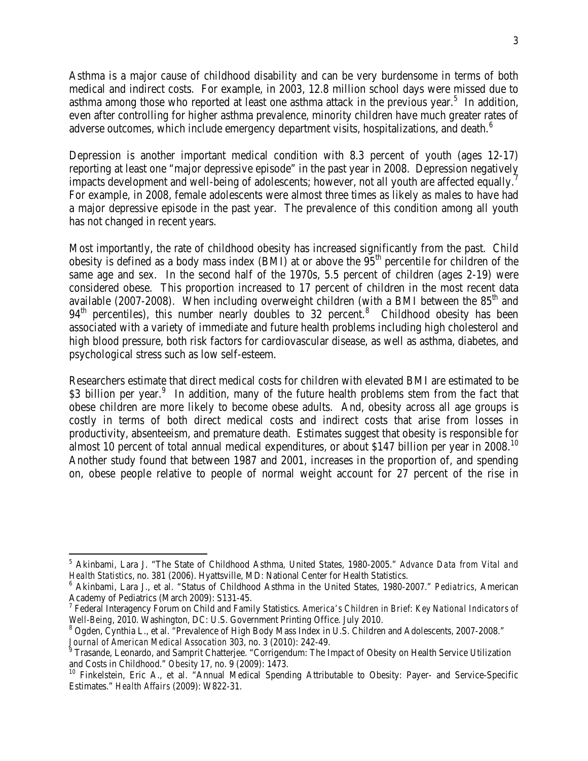Asthma is a major cause of childhood disability and can be very burdensome in terms of both medical and indirect costs. For example, in 2003, 12.8 million school days were missed due to asthma among those who reported at least one asthma attack in the previous year.[5] In addition, even after controlling for higher asthma prevalence, minority children have much greater rates of adverse outcomes, which include emergency department visits, hospitalizations, and death.[6]

Depression is another important medical condition with 8.3 percent of youth (ages 12-17) reporting at least one "major depressive episode" in the past year in 2008. Depression negatively impacts development and well-being of adolescents; however, not all youth are affected equally.[7] For example, in 2008, female adolescents were almost three times as likely as males to have had a major depressive episode in the past year. The prevalence of this condition among all youth has not changed in recent years.

Most importantly, the rate of childhood obesity has increased significantly from the past. Child obesity is defined as a body mass index (BMI) at or above the 95th percentile for children of the same age and sex. In the second half of the 1970s, 5.5 percent of children (ages 2-19) were considered obese. This proportion increased to 17 percent of children in the most recent data available (2007-2008). When including overweight children (with a BMI between the 85th and 94th percentiles), this number nearly doubles to 32 percent.[8] Childhood obesity has been associated with a variety of immediate and future health problems including high cholesterol and high blood pressure, both risk factors for cardiovascular disease, as well as asthma, diabetes, and psychological stress such as low self-esteem.

Researchers estimate that direct medical costs for children with elevated BMI are estimated to be $3 billion per year.[9] In addition, many of the future health problems stem from the fact that obese children are more likely to become obese adults. And, obesity across all age groups is costly in terms of both direct medical costs and indirect costs that arise from losses in productivity, absenteeism, and premature death. Estimates suggest that obesity is responsible for almost 10 percent of total annual medical expenditures, or about $147 billion per year in 2008.[10] Another study found that between 1987 and 2001, increases in the proportion of, and spending on, obese people relative to people of normal weight account for 27 percent of the rise in

---

[5] Akinbami, Lara J. "The State of Childhood Asthma, United States, 1980-2005." *Advance Data from Vital and Health Statistics*, no. 381 (2006). Hyattsville, MD: National Center for Health Statistics.

[6] Akinbami, Lara J., et al. "Status of Childhood Asthma in the United States, 1980-2007." *Pediatrics*, American Academy of Pediatrics (March 2009): S131-45.

[7] Federal Interagency Forum on Child and Family Statistics. *America's Children in Brief: Key National Indicators of Well-Being*, 2010. Washington, DC: U.S. Government Printing Office. July 2010.

[8] Ogden, Cynthia L., et al. "Prevalence of High Body Mass Index in U.S. Children and Adolescents, 2007-2008." *Journal of American Medical Assocation* 303, no. 3 (2010): 242-49.

[9] Trasande, Leonardo, and Samprit Chatterjee. "Corrigendum: The Impact of Obesity on Health Service Utilization and Costs in Childhood." *Obesity* 17, no. 9 (2009): 1473.

[10] Finkelstein, Eric A., et al. "Annual Medical Spending Attributable to Obesity: Payer- and Service-Specific Estimates." *Health Affairs* (2009): W822-31.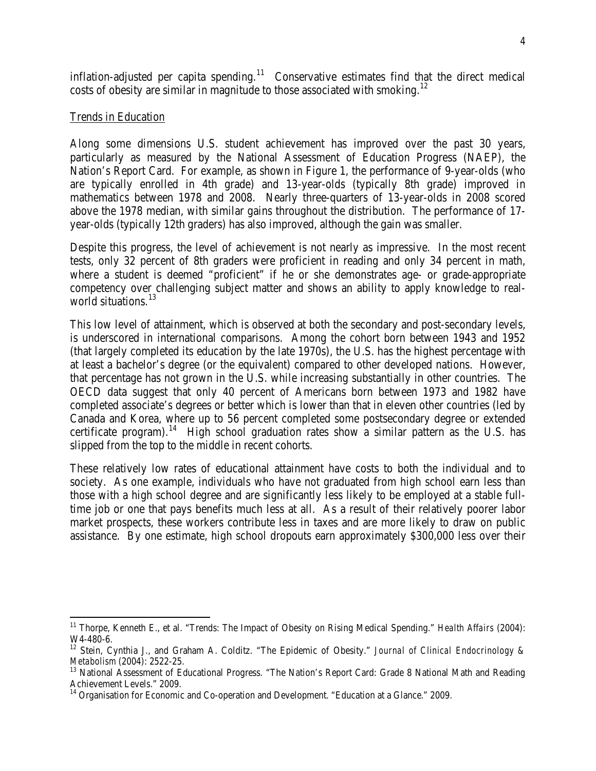inflation-adjusted per capita spending.[11] Conservative estimates find that the direct medical costs of obesity are similar in magnitude to those associated with smoking.[12]

Trends in Education

Along some dimensions U.S. student achievement has improved over the past 30 years, particularly as measured by the National Assessment of Education Progress (NAEP), the Nation's Report Card. For example, as shown in Figure 1, the performance of 9-year-olds (who are typically enrolled in 4th grade) and 13-year-olds (typically 8th grade) improved in mathematics between 1978 and 2008. Nearly three-quarters of 13-year-olds in 2008 scored above the 1978 median, with similar gains throughout the distribution. The performance of 17-year-olds (typically 12th graders) has also improved, although the gain was smaller.

Despite this progress, the level of achievement is not nearly as impressive. In the most recent tests, only 32 percent of 8th graders were proficient in reading and only 34 percent in math, where a student is deemed "proficient" if he or she demonstrates age- or grade-appropriate competency over challenging subject matter and shows an ability to apply knowledge to real-world situations.[13]

This low level of attainment, which is observed at both the secondary and post-secondary levels, is underscored in international comparisons. Among the cohort born between 1943 and 1952 (that largely completed its education by the late 1970s), the U.S. has the highest percentage with at least a bachelor's degree (or the equivalent) compared to other developed nations. However, that percentage has not grown in the U.S. while increasing substantially in other countries. The OECD data suggest that only 40 percent of Americans born between 1973 and 1982 have completed associate's degrees or better which is lower than that in eleven other countries (led by Canada and Korea, where up to 56 percent completed some postsecondary degree or extended certificate program).[14] High school graduation rates show a similar pattern as the U.S. has slipped from the top to the middle in recent cohorts.

These relatively low rates of educational attainment have costs to both the individual and to society. As one example, individuals who have not graduated from high school earn less than those with a high school degree and are significantly less likely to be employed at a stable full-time job or one that pays benefits much less at all. As a result of their relatively poorer labor market prospects, these workers contribute less in taxes and are more likely to draw on public assistance. By one estimate, high school dropouts earn approximately $300,000 less over their

---

[11] Thorpe, Kenneth E., et al. "Trends: The Impact of Obesity on Rising Medical Spending." *Health Affairs* (2004): W4-480-6.

[12] Stein, Cynthia J., and Graham A. Colditz. "The Epidemic of Obesity." *Journal of Clinical Endocrinology & Metabolism* (2004): 2522-25.

[13] National Assessment of Educational Progress. "The Nation's Report Card: Grade 8 National Math and Reading Achievement Levels." 2009.

[14] Organisation for Economic and Co-operation and Development. "Education at a Glance." 2009.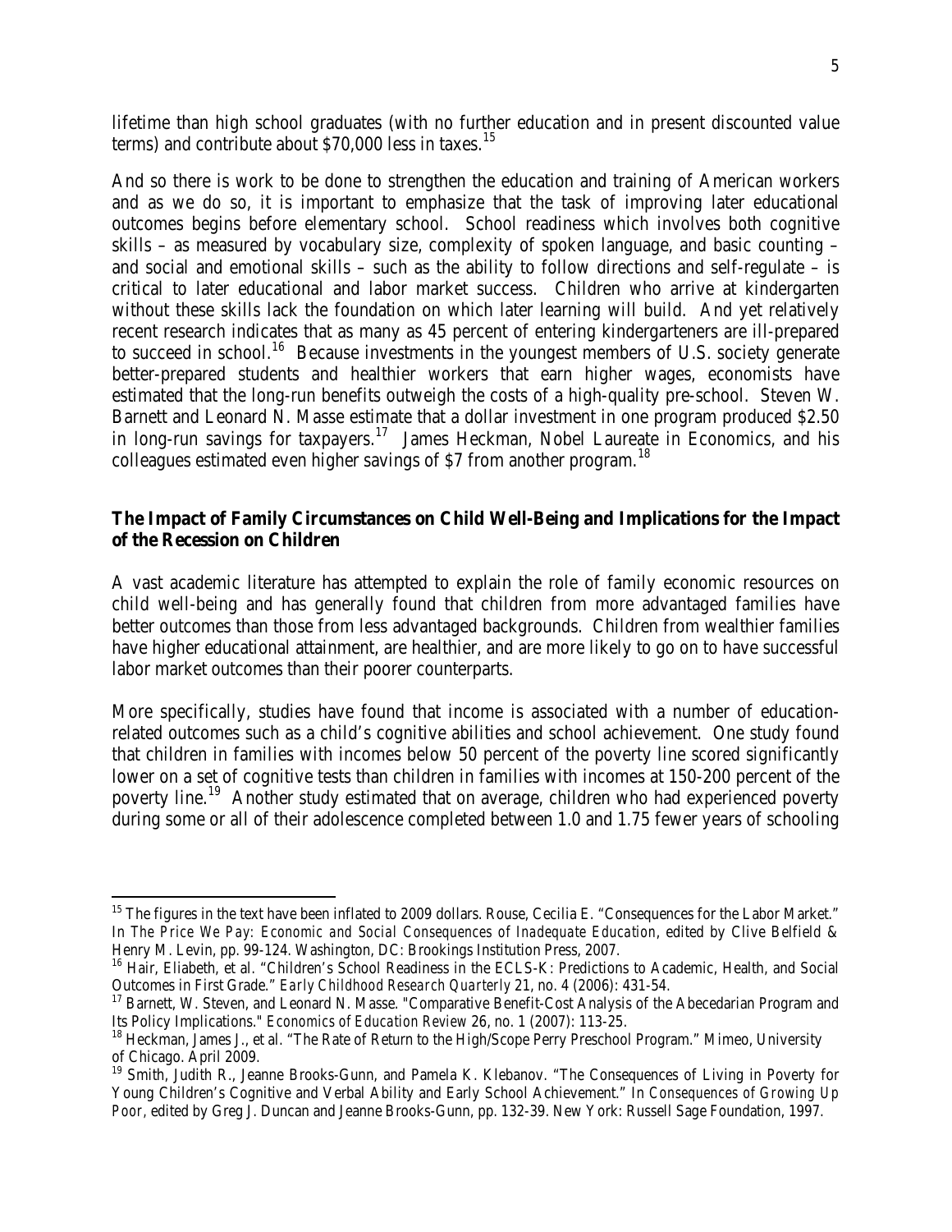lifetime than high school graduates (with no further education and in present discounted value terms) and contribute about $70,000 less in taxes.[15]

And so there is work to be done to strengthen the education and training of American workers and as we do so, it is important to emphasize that the task of improving later educational outcomes begins before elementary school. School readiness which involves both cognitive skills – as measured by vocabulary size, complexity of spoken language, and basic counting – and social and emotional skills – such as the ability to follow directions and self-regulate – is critical to later educational and labor market success. Children who arrive at kindergarten without these skills lack the foundation on which later learning will build. And yet relatively recent research indicates that as many as 45 percent of entering kindergarteners are ill-prepared to succeed in school.[16] Because investments in the youngest members of U.S. society generate better-prepared students and healthier workers that earn higher wages, economists have estimated that the long-run benefits outweigh the costs of a high-quality pre-school. Steven W. Barnett and Leonard N. Masse estimate that a dollar investment in one program produced $2.50 in long-run savings for taxpayers.[17] James Heckman, Nobel Laureate in Economics, and his colleagues estimated even higher savings of $7 from another program.[18]

**The Impact of Family Circumstances on Child Well-Being and Implications for the Impact of the Recession on Children**

A vast academic literature has attempted to explain the role of family economic resources on child well-being and has generally found that children from more advantaged families have better outcomes than those from less advantaged backgrounds. Children from wealthier families have higher educational attainment, are healthier, and are more likely to go on to have successful labor market outcomes than their poorer counterparts.

More specifically, studies have found that income is associated with a number of education-related outcomes such as a child's cognitive abilities and school achievement. One study found that children in families with incomes below 50 percent of the poverty line scored significantly lower on a set of cognitive tests than children in families with incomes at 150-200 percent of the poverty line.[19] Another study estimated that on average, children who had experienced poverty during some or all of their adolescence completed between 1.0 and 1.75 fewer years of schooling

---

[15] The figures in the text have been inflated to 2009 dollars. Rouse, Cecilia E. "Consequences for the Labor Market." In *The Price We Pay: Economic and Social Consequences of Inadequate Education*, edited by Clive Belfield & Henry M. Levin, pp. 99-124. Washington, DC: Brookings Institution Press, 2007.

[16] Hair, Eliabeth, et al. "Children's School Readiness in the ECLS-K: Predictions to Academic, Health, and Social Outcomes in First Grade." *Early Childhood Research Quarterly* 21, no. 4 (2006): 431-54.

[17] Barnett, W. Steven, and Leonard N. Masse. "Comparative Benefit-Cost Analysis of the Abecedarian Program and Its Policy Implications." *Economics of Education Review* 26, no. 1 (2007): 113-25.

[18] Heckman, James J., et al. "The Rate of Return to the High/Scope Perry Preschool Program." Mimeo, University of Chicago. April 2009.

[19] Smith, Judith R., Jeanne Brooks-Gunn, and Pamela K. Klebanov. "The Consequences of Living in Poverty for Young Children's Cognitive and Verbal Ability and Early School Achievement." In *Consequences of Growing Up Poor*, edited by Greg J. Duncan and Jeanne Brooks-Gunn, pp. 132-39. New York: Russell Sage Foundation, 1997.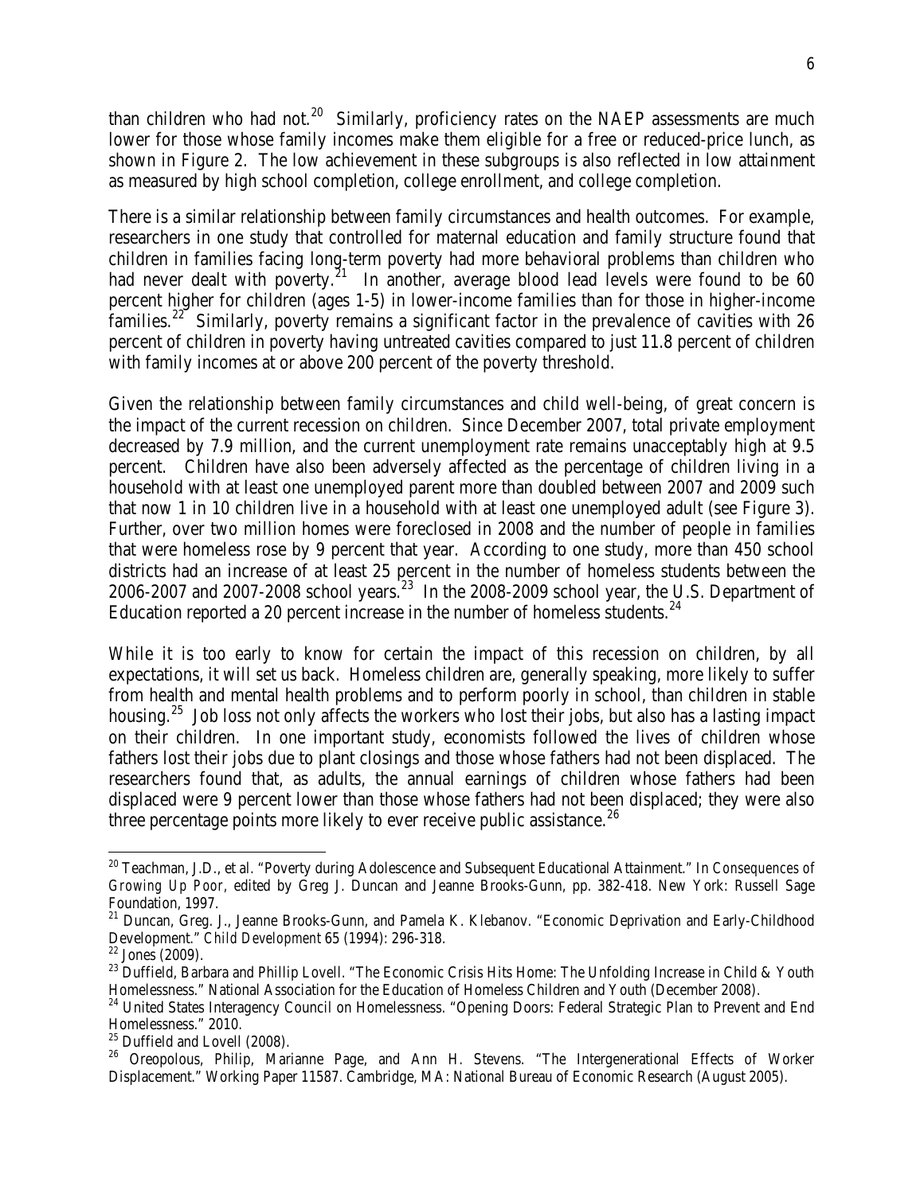than children who had not.[20] Similarly, proficiency rates on the NAEP assessments are much lower for those whose family incomes make them eligible for a free or reduced-price lunch, as shown in Figure 2. The low achievement in these subgroups is also reflected in low attainment as measured by high school completion, college enrollment, and college completion.

There is a similar relationship between family circumstances and health outcomes. For example, researchers in one study that controlled for maternal education and family structure found that children in families facing long-term poverty had more behavioral problems than children who had never dealt with poverty.[21] In another, average blood lead levels were found to be 60 percent higher for children (ages 1-5) in lower-income families than for those in higher-income families.[22] Similarly, poverty remains a significant factor in the prevalence of cavities with 26 percent of children in poverty having untreated cavities compared to just 11.8 percent of children with family incomes at or above 200 percent of the poverty threshold.

Given the relationship between family circumstances and child well-being, of great concern is the impact of the current recession on children. Since December 2007, total private employment decreased by 7.9 million, and the current unemployment rate remains unacceptably high at 9.5 percent. Children have also been adversely affected as the percentage of children living in a household with at least one unemployed parent more than doubled between 2007 and 2009 such that now 1 in 10 children live in a household with at least one unemployed adult (see Figure 3). Further, over two million homes were foreclosed in 2008 and the number of people in families that were homeless rose by 9 percent that year. According to one study, more than 450 school districts had an increase of at least 25 percent in the number of homeless students between the 2006-2007 and 2007-2008 school years.[23] In the 2008-2009 school year, the U.S. Department of Education reported a 20 percent increase in the number of homeless students.[24]

While it is too early to know for certain the impact of this recession on children, by all expectations, it will set us back. Homeless children are, generally speaking, more likely to suffer from health and mental health problems and to perform poorly in school, than children in stable housing.[25] Job loss not only affects the workers who lost their jobs, but also has a lasting impact on their children. In one important study, economists followed the lives of children whose fathers lost their jobs due to plant closings and those whose fathers had not been displaced. The researchers found that, as adults, the annual earnings of children whose fathers had been displaced were 9 percent lower than those whose fathers had not been displaced; they were also three percentage points more likely to ever receive public assistance.[26]

---

[20] Teachman, J.D., et al. "Poverty during Adolescence and Subsequent Educational Attainment." In *Consequences of Growing Up Poor*, edited by Greg J. Duncan and Jeanne Brooks-Gunn, pp. 382-418. New York: Russell Sage Foundation, 1997.

[21] Duncan, Greg. J., Jeanne Brooks-Gunn, and Pamela K. Klebanov. "Economic Deprivation and Early-Childhood Development." *Child Development* 65 (1994): 296-318.

[22] Jones (2009).

[23] Duffield, Barbara and Phillip Lovell. "The Economic Crisis Hits Home: The Unfolding Increase in Child & Youth Homelessness." National Association for the Education of Homeless Children and Youth (December 2008).

[24] United States Interagency Council on Homelessness. "Opening Doors: Federal Strategic Plan to Prevent and End Homelessness." 2010.

[25] Duffield and Lovell (2008).

[26] Oreopolous, Philip, Marianne Page, and Ann H. Stevens. "The Intergenerational Effects of Worker Displacement." Working Paper 11587. Cambridge, MA: National Bureau of Economic Research (August 2005).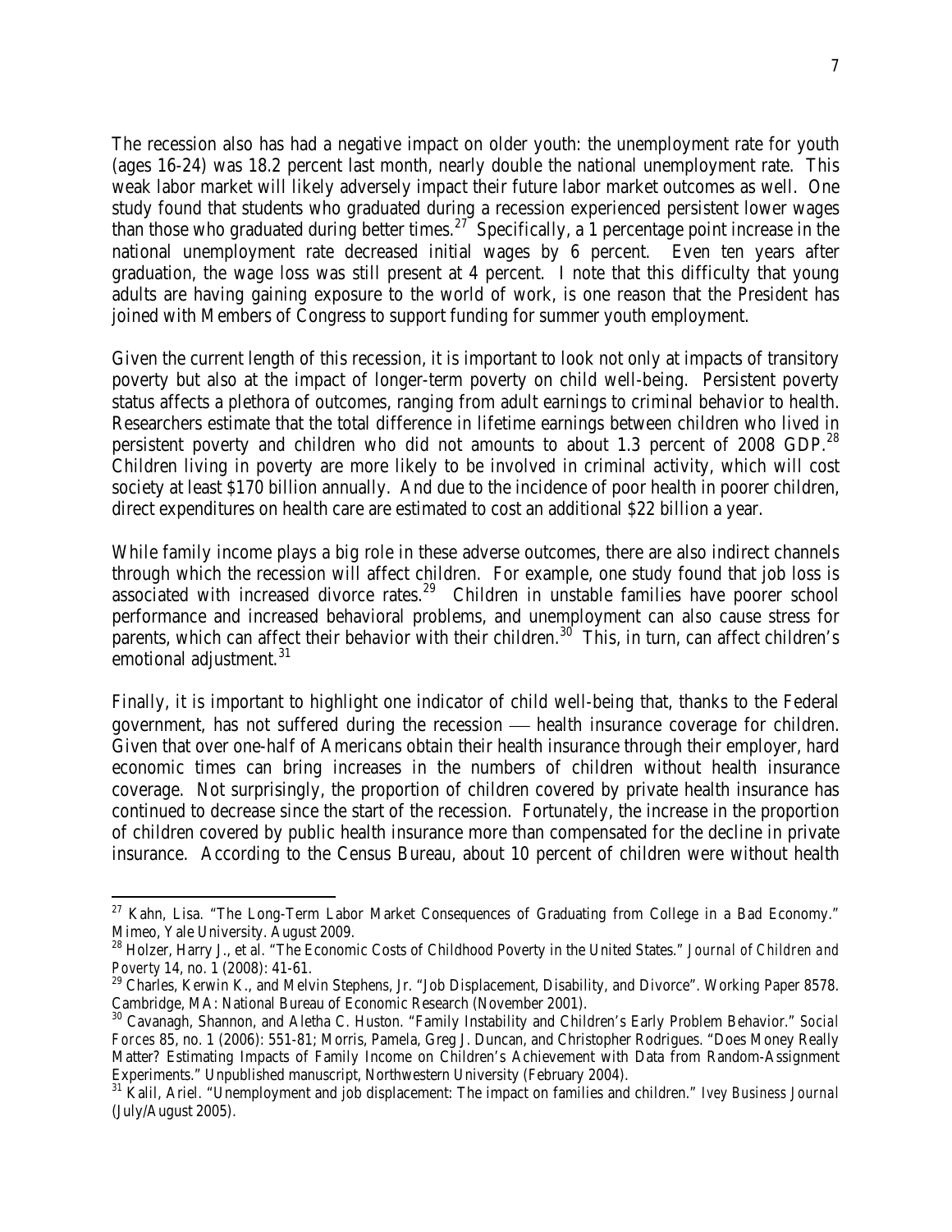The recession also has had a negative impact on older youth: the unemployment rate for youth (ages 16-24) was 18.2 percent last month, nearly double the national unemployment rate. This weak labor market will likely adversely impact their future labor market outcomes as well. One study found that students who graduated during a recession experienced persistent lower wages than those who graduated during better times.[27] Specifically, a 1 percentage point increase in the national unemployment rate decreased initial wages by 6 percent. Even ten years after graduation, the wage loss was still present at 4 percent. I note that this difficulty that young adults are having gaining exposure to the world of work, is one reason that the President has joined with Members of Congress to support funding for summer youth employment.

Given the current length of this recession, it is important to look not only at impacts of transitory poverty but also at the impact of longer-term poverty on child well-being. Persistent poverty status affects a plethora of outcomes, ranging from adult earnings to criminal behavior to health. Researchers estimate that the total difference in lifetime earnings between children who lived in persistent poverty and children who did not amounts to about 1.3 percent of 2008 GDP.[28] Children living in poverty are more likely to be involved in criminal activity, which will cost society at least $170 billion annually. And due to the incidence of poor health in poorer children, direct expenditures on health care are estimated to cost an additional $22 billion a year.

While family income plays a big role in these adverse outcomes, there are also indirect channels through which the recession will affect children. For example, one study found that job loss is associated with increased divorce rates.[29] Children in unstable families have poorer school performance and increased behavioral problems, and unemployment can also cause stress for parents, which can affect their behavior with their children.[30] This, in turn, can affect children's emotional adjustment.[31]

Finally, it is important to highlight one indicator of child well-being that, thanks to the Federal government, has not suffered during the recession — health insurance coverage for children. Given that over one-half of Americans obtain their health insurance through their employer, hard economic times can bring increases in the numbers of children without health insurance coverage. Not surprisingly, the proportion of children covered by private health insurance has continued to decrease since the start of the recession. Fortunately, the increase in the proportion of children covered by public health insurance more than compensated for the decline in private insurance. According to the Census Bureau, about 10 percent of children were without health

---

[27] Kahn, Lisa. "The Long-Term Labor Market Consequences of Graduating from College in a Bad Economy." Mimeo, Yale University. August 2009.

[28] Holzer, Harry J., et al. "The Economic Costs of Childhood Poverty in the United States." *Journal of Children and Poverty* 14, no. 1 (2008): 41-61.

[29] Charles, Kerwin K., and Melvin Stephens, Jr. "Job Displacement, Disability, and Divorce". Working Paper 8578. Cambridge, MA: National Bureau of Economic Research (November 2001).

[30] Cavanagh, Shannon, and Aletha C. Huston. "Family Instability and Children's Early Problem Behavior." *Social Forces* 85, no. 1 (2006): 551-81; Morris, Pamela, Greg J. Duncan, and Christopher Rodrigues. "Does Money Really Matter? Estimating Impacts of Family Income on Children's Achievement with Data from Random-Assignment Experiments." Unpublished manuscript, Northwestern University (February 2004).

[31] Kalil, Ariel. "Unemployment and job displacement: The impact on families and children." *Ivey Business Journal* (July/August 2005).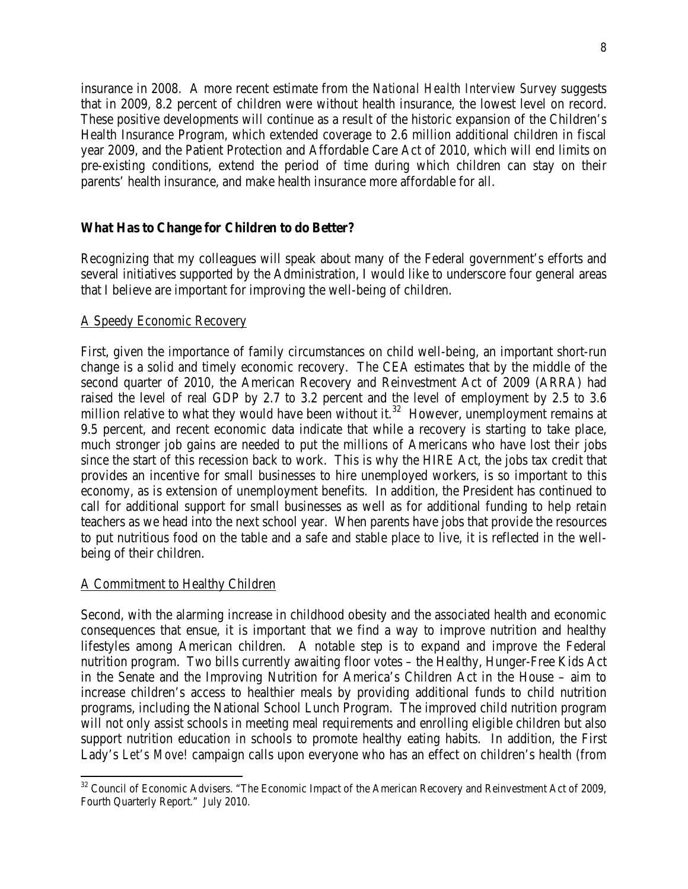insurance in 2008. A more recent estimate from the *National Health Interview Survey* suggests that in 2009, 8.2 percent of children were without health insurance, the lowest level on record. These positive developments will continue as a result of the historic expansion of the Children's Health Insurance Program, which extended coverage to 2.6 million additional children in fiscal year 2009, and the Patient Protection and Affordable Care Act of 2010, which will end limits on pre-existing conditions, extend the period of time during which children can stay on their parents' health insurance, and make health insurance more affordable for all.

**What Has to Change for Children to do Better?**

Recognizing that my colleagues will speak about many of the Federal government's efforts and several initiatives supported by the Administration, I would like to underscore four general areas that I believe are important for improving the well-being of children.

<u>A Speedy Economic Recovery</u>

First, given the importance of family circumstances on child well-being, an important short-run change is a solid and timely economic recovery. The CEA estimates that by the middle of the second quarter of 2010, the American Recovery and Reinvestment Act of 2009 (ARRA) had raised the level of real GDP by 2.7 to 3.2 percent and the level of employment by 2.5 to 3.6 million relative to what they would have been without it.[32] However, unemployment remains at 9.5 percent, and recent economic data indicate that while a recovery is starting to take place, much stronger job gains are needed to put the millions of Americans who have lost their jobs since the start of this recession back to work. This is why the HIRE Act, the jobs tax credit that provides an incentive for small businesses to hire unemployed workers, is so important to this economy, as is extension of unemployment benefits. In addition, the President has continued to call for additional support for small businesses as well as for additional funding to help retain teachers as we head into the next school year. When parents have jobs that provide the resources to put nutritious food on the table and a safe and stable place to live, it is reflected in the well-being of their children.

<u>A Commitment to Healthy Children</u>

Second, with the alarming increase in childhood obesity and the associated health and economic consequences that ensue, it is important that we find a way to improve nutrition and healthy lifestyles among American children. A notable step is to expand and improve the Federal nutrition program. Two bills currently awaiting floor votes – the Healthy, Hunger-Free Kids Act in the Senate and the Improving Nutrition for America's Children Act in the House – aim to increase children's access to healthier meals by providing additional funds to child nutrition programs, including the National School Lunch Program. The improved child nutrition program will not only assist schools in meeting meal requirements and enrolling eligible children but also support nutrition education in schools to promote healthy eating habits. In addition, the First Lady's *Let's Move!* campaign calls upon everyone who has an effect on children's health (from

---

[32] Council of Economic Advisers. "The Economic Impact of the American Recovery and Reinvestment Act of 2009, Fourth Quarterly Report." July 2010.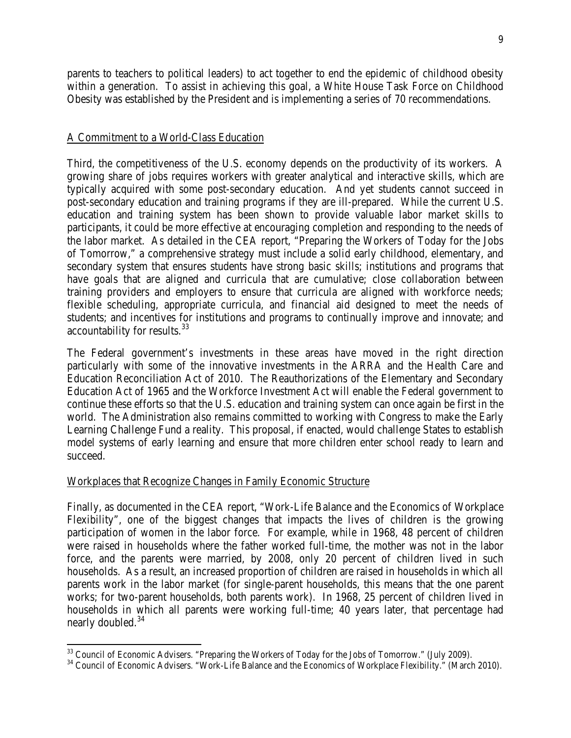parents to teachers to political leaders) to act together to end the epidemic of childhood obesity within a generation. To assist in achieving this goal, a White House Task Force on Childhood Obesity was established by the President and is implementing a series of 70 recommendations.

## A Commitment to a World-Class Education

Third, the competitiveness of the U.S. economy depends on the productivity of its workers. A growing share of jobs requires workers with greater analytical and interactive skills, which are typically acquired with some post-secondary education. And yet students cannot succeed in post-secondary education and training programs if they are ill-prepared. While the current U.S. education and training system has been shown to provide valuable labor market skills to participants, it could be more effective at encouraging completion and responding to the needs of the labor market. As detailed in the CEA report, "Preparing the Workers of Today for the Jobs of Tomorrow," a comprehensive strategy must include a solid early childhood, elementary, and secondary system that ensures students have strong basic skills; institutions and programs that have goals that are aligned and curricula that are cumulative; close collaboration between training providers and employers to ensure that curricula are aligned with workforce needs; flexible scheduling, appropriate curricula, and financial aid designed to meet the needs of students; and incentives for institutions and programs to continually improve and innovate; and accountability for results.[33]

The Federal government's investments in these areas have moved in the right direction particularly with some of the innovative investments in the ARRA and the Health Care and Education Reconciliation Act of 2010. The Reauthorizations of the Elementary and Secondary Education Act of 1965 and the Workforce Investment Act will enable the Federal government to continue these efforts so that the U.S. education and training system can once again be first in the world. The Administration also remains committed to working with Congress to make the Early Learning Challenge Fund a reality. This proposal, if enacted, would challenge States to establish model systems of early learning and ensure that more children enter school ready to learn and succeed.

## Workplaces that Recognize Changes in Family Economic Structure

Finally, as documented in the CEA report, "Work-Life Balance and the Economics of Workplace Flexibility", one of the biggest changes that impacts the lives of children is the growing participation of women in the labor force. For example, while in 1968, 48 percent of children were raised in households where the father worked full-time, the mother was not in the labor force, and the parents were married, by 2008, only 20 percent of children lived in such households. As a result, an increased proportion of children are raised in households in which all parents work in the labor market (for single-parent households, this means that the one parent works; for two-parent households, both parents work). In 1968, 25 percent of children lived in households in which all parents were working full-time; 40 years later, that percentage had nearly doubled.[34]

---

[33] Council of Economic Advisers. "Preparing the Workers of Today for the Jobs of Tomorrow." (July 2009).

[34] Council of Economic Advisers. "Work-Life Balance and the Economics of Workplace Flexibility." (March 2010).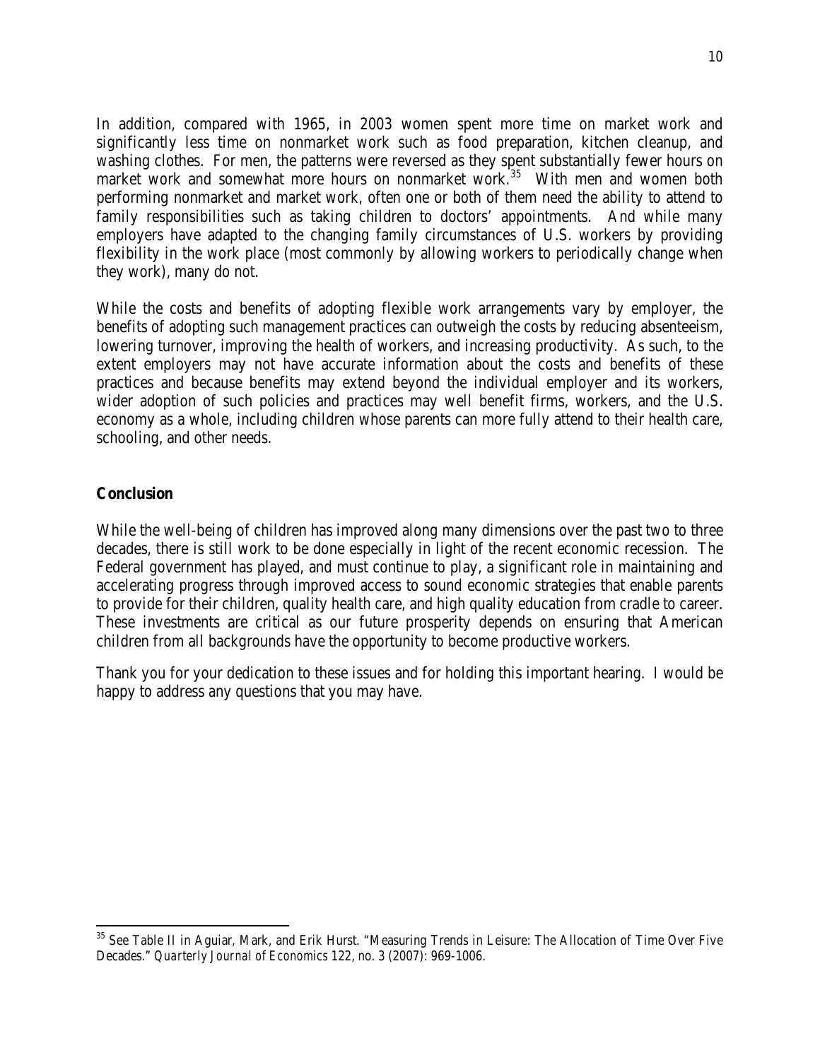In addition, compared with 1965, in 2003 women spent more time on market work and significantly less time on nonmarket work such as food preparation, kitchen cleanup, and washing clothes. For men, the patterns were reversed as they spent substantially fewer hours on market work and somewhat more hours on nonmarket work.[35] With men and women both performing nonmarket and market work, often one or both of them need the ability to attend to family responsibilities such as taking children to doctors' appointments. And while many employers have adapted to the changing family circumstances of U.S. workers by providing flexibility in the work place (most commonly by allowing workers to periodically change when they work), many do not.

While the costs and benefits of adopting flexible work arrangements vary by employer, the benefits of adopting such management practices can outweigh the costs by reducing absenteeism, lowering turnover, improving the health of workers, and increasing productivity. As such, to the extent employers may not have accurate information about the costs and benefits of these practices and because benefits may extend beyond the individual employer and its workers, wider adoption of such policies and practices may well benefit firms, workers, and the U.S. economy as a whole, including children whose parents can more fully attend to their health care, schooling, and other needs.

## Conclusion

While the well-being of children has improved along many dimensions over the past two to three decades, there is still work to be done especially in light of the recent economic recession. The Federal government has played, and must continue to play, a significant role in maintaining and accelerating progress through improved access to sound economic strategies that enable parents to provide for their children, quality health care, and high quality education from cradle to career. These investments are critical as our future prosperity depends on ensuring that American children from all backgrounds have the opportunity to become productive workers.

Thank you for your dedication to these issues and for holding this important hearing. I would be happy to address any questions that you may have.

---

[35] See Table II in Aguiar, Mark, and Erik Hurst. "Measuring Trends in Leisure: The Allocation of Time Over Five Decades." *Quarterly Journal of Economics* 122, no. 3 (2007): 969-1006.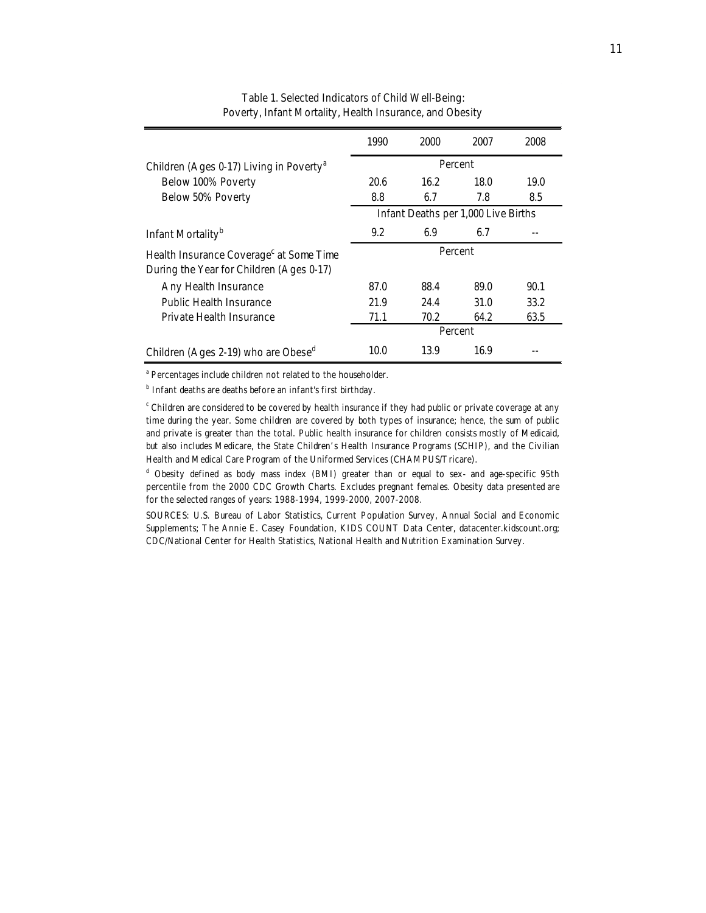Table 1. Selected Indicators of Child Well-Being: Poverty, Infant Mortality, Health Insurance, and Obesity

| | 1990 | 2000 | 2007 | 2008 |
|---|---|---|---|---|
| Children (Ages 0-17) Living in Poverty[a] | Percent | | | |
| Below 100% Poverty | 20.6 | 16.2 | 18.0 | 19.0 |
| Below 50% Poverty | 8.8 | 6.7 | 7.8 | 8.5 |
| | Infant Deaths per 1,000 Live Births | | | |
| Infant Mortality[b] | 9.2 | 6.9 | 6.7 | -- |
| Health Insurance Coverage[c] at Some Time During the Year for Children (Ages 0-17) | Percent | | | |
| Any Health Insurance | 87.0 | 88.4 | 89.0 | 90.1 |
| Public Health Insurance | 21.9 | 24.4 | 31.0 | 33.2 |
| Private Health Insurance | 71.1 | 70.2 | 64.2 | 63.5 |
| | Percent | | | |
| Children (Ages 2-19) who are Obese[d] | 10.0 | 13.9 | 16.9 | -- |

[a] Percentages include children not related to the householder.

[b] Infant deaths are deaths before an infant's first birthday.

[c] Children are considered to be covered by health insurance if they had public or private coverage at any time during the year. Some children are covered by both types of insurance; hence, the sum of public and private is greater than the total. Public health insurance for children consists mostly of Medicaid, but also includes Medicare, the State Children's Health Insurance Programs (SCHIP), and the Civilian Health and Medical Care Program of the Uniformed Services (CHAMPUS/Tricare).

[d] Obesity defined as body mass index (BMI) greater than or equal to sex- and age-specific 95th percentile from the 2000 CDC Growth Charts. Excludes pregnant females. Obesity data presented are for the selected ranges of years: 1988-1994, 1999-2000, 2007-2008.

SOURCES: U.S. Bureau of Labor Statistics, Current Population Survey, Annual Social and Economic Supplements; The Annie E. Casey Foundation, KIDS COUNT Data Center, datacenter.kidscount.org; CDC/National Center for Health Statistics, National Health and Nutrition Examination Survey.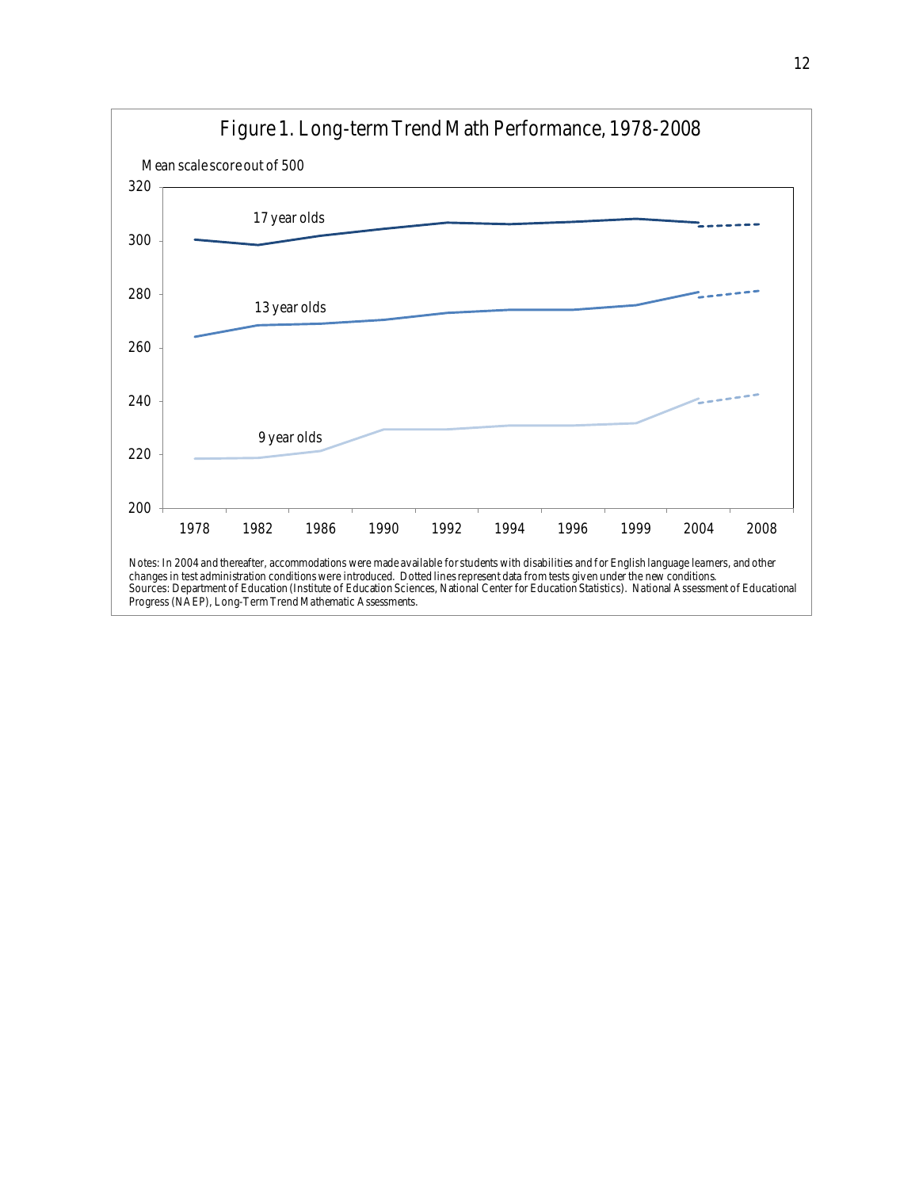Figure 1. Long-term Trend Math Performance, 1978-2008

Notes: In 2004 and thereafter, accommodations were made available for students with disabilities and for English language learners, and other changes in test administration conditions were introduced. Dotted lines represent data from tests given under the new conditions.
Sources: Department of Education (Institute of Education Sciences, National Center for Education Statistics). National Assessment of Educational Progress (NAEP), Long-Term Trend Mathematic Assessments.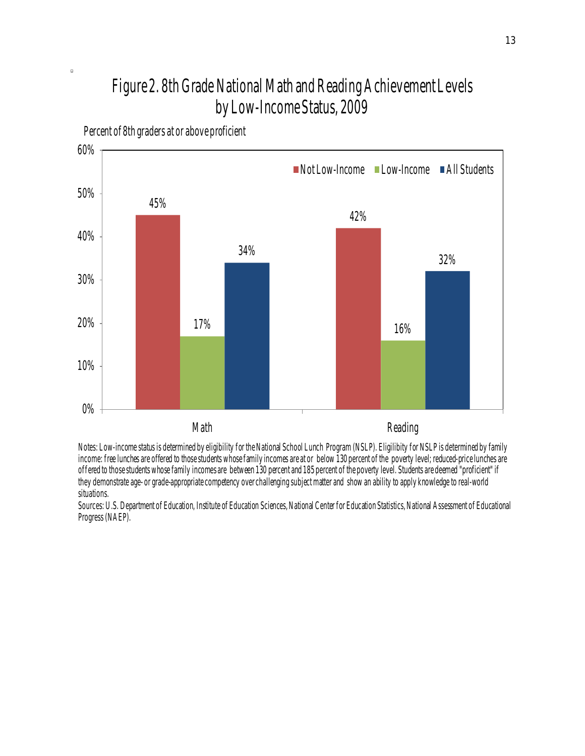## Figure 2. 8th Grade National Math and Reading Achievement Levels by Low-Income Status, 2009

Percent of 8th graders at or above proficient

| | Not Low-Income | Low-Income | All Students |
|---|---|---|---|
| Math | 45% | 17% | 34% |
| Reading | 42% | 16% | 32% |

Notes: Low-income status is determined by eligibility for the National School Lunch Program (NSLP). Eligilibity for NSLP is determined by family income: free lunches are offered to those students whose family incomes are at or below 130 percent of the poverty level; reduced-price lunches are offered to those students whose family incomes are between 130 percent and 185 percent of the poverty level. Students are deemed "proficient" if they demonstrate age- or grade-appropriate competency over challenging subject matter and show an ability to apply knowledge to real-world situations.

Sources: U.S. Department of Education, Institute of Education Sciences, National Center for Education Statistics, National Assessment of Educational Progress (NAEP).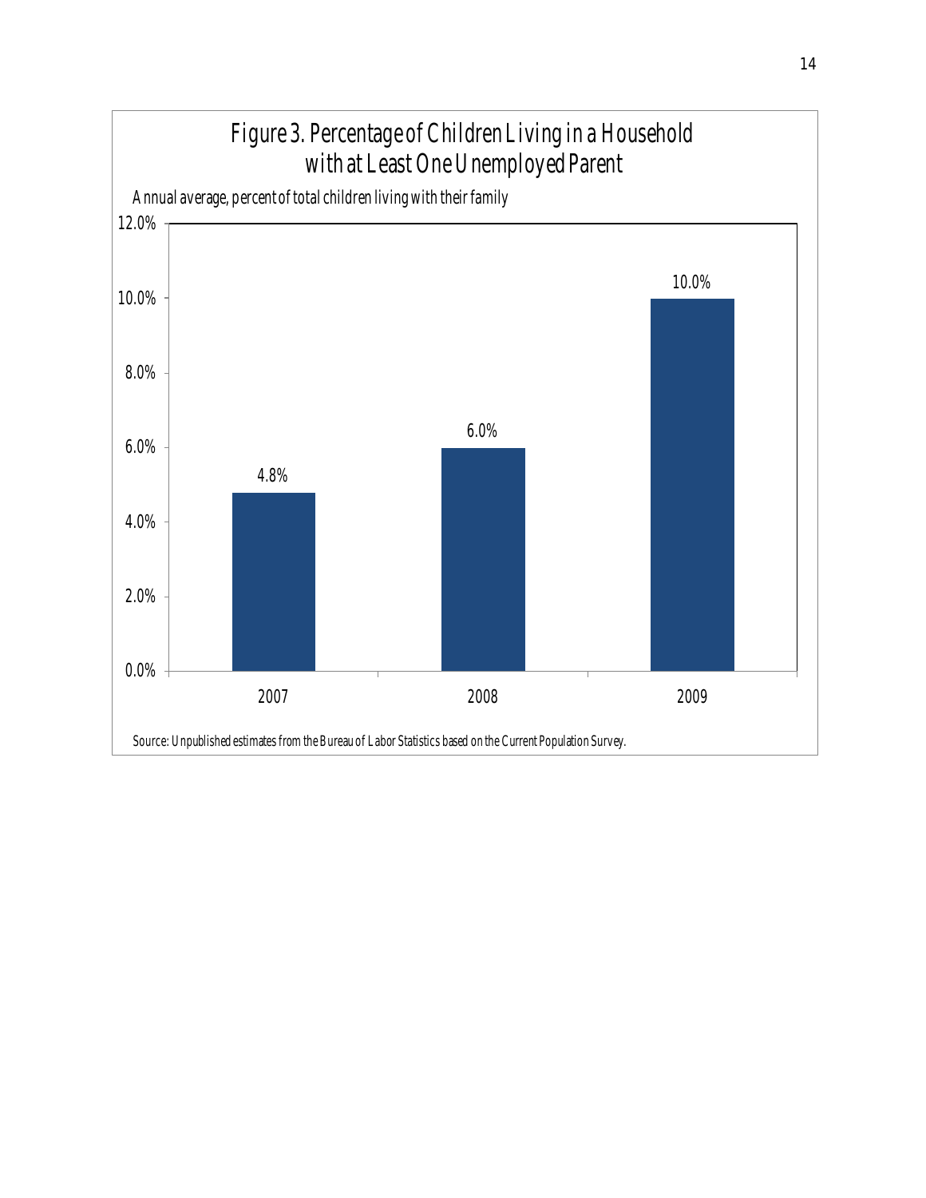Figure 3. Percentage of Children Living in a Household with at Least One Unemployed Parent

Annual average, percent of total children living with their family

12.0%

10.0%

8.0%

6.0%

4.0%

2.0%

0.0%

4.8%

6.0%

10.0%

2007

2008

2009

Source: Unpublished estimates from the Bureau of Labor Statistics based on the Current Population Survey.